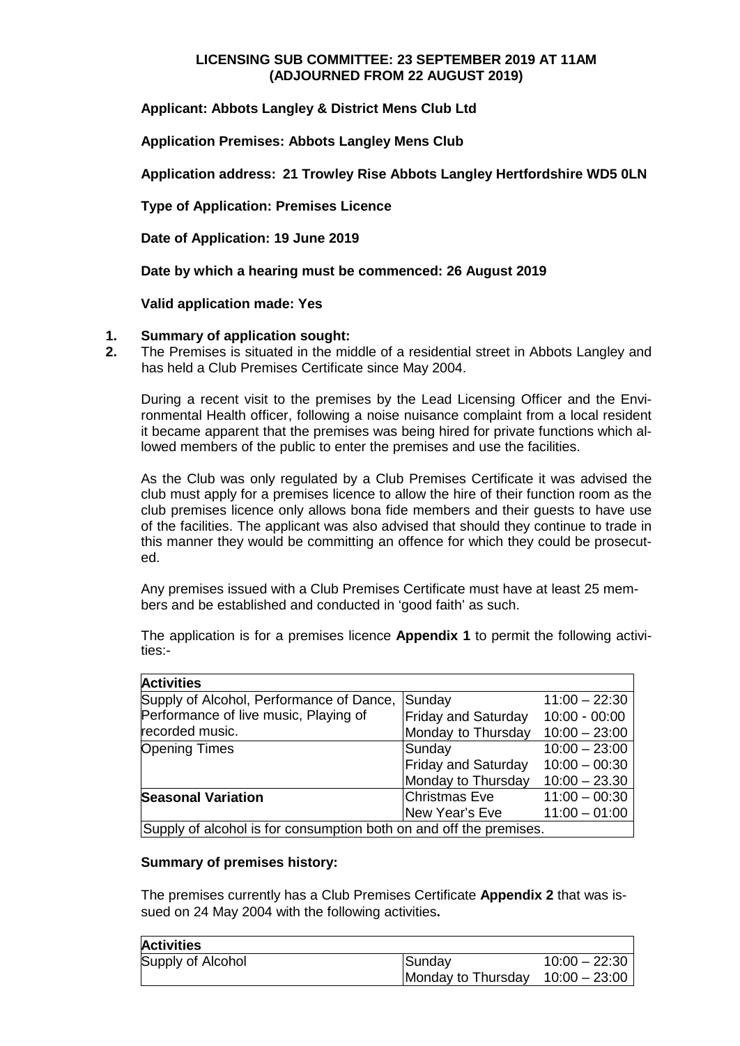**LICENSING SUB COMMITTEE: 23 SEPTEMBER 2019 AT 11AM (ADJOURNED FROM 22 AUGUST 2019)**

**Applicant: Abbots Langley & District Mens Club Ltd**

**Application Premises: Abbots Langley Mens Club**

**Application address: 21 Trowley Rise Abbots Langley Hertfordshire WD5 0LN**

**Type of Application: Premises Licence**

**Date of Application: 19 June 2019**

**Date by which a hearing must be commenced: 26 August 2019**

**Valid application made: Yes**

1. **Summary of application sought:**
2. The Premises is situated in the middle of a residential street in Abbots Langley and has held a Club Premises Certificate since May 2004.

During a recent visit to the premises by the Lead Licensing Officer and the Environmental Health officer, following a noise nuisance complaint from a local resident it became apparent that the premises was being hired for private functions which allowed members of the public to enter the premises and use the facilities.

As the Club was only regulated by a Club Premises Certificate it was advised the club must apply for a premises licence to allow the hire of their function room as the club premises licence only allows bona fide members and their guests to have use of the facilities. The applicant was also advised that should they continue to trade in this manner they would be committing an offence for which they could be prosecuted.

Any premises issued with a Club Premises Certificate must have at least 25 members and be established and conducted in 'good faith' as such.

The application is for a premises licence **Appendix 1** to permit the following activities:-

| **Activities** | | |
|---|---|---|
| Supply of Alcohol, Performance of Dance, Performance of live music, Playing of recorded music. | Sunday | 11:00 – 22:30 |
| | Friday and Saturday | 10:00 - 00:00 |
| | Monday to Thursday | 10:00 – 23:00 |
| Opening Times | Sunday | 10:00 – 23:00 |
| | Friday and Saturday | 10:00 – 00:30 |
| | Monday to Thursday | 10:00 – 23.30 |
| **Seasonal Variation** | Christmas Eve | 11:00 – 00:30 |
| | New Year's Eve | 11:00 – 01:00 |
| Supply of alcohol is for consumption both on and off the premises. | | |

**Summary of premises history:**

The premises currently has a Club Premises Certificate **Appendix 2** that was issued on 24 May 2004 with the following activities**.**

| **Activities** | | |
|---|---|---|
| Supply of Alcohol | Sunday | 10:00 – 22:30 |
| | Monday to Thursday | 10:00 – 23:00 |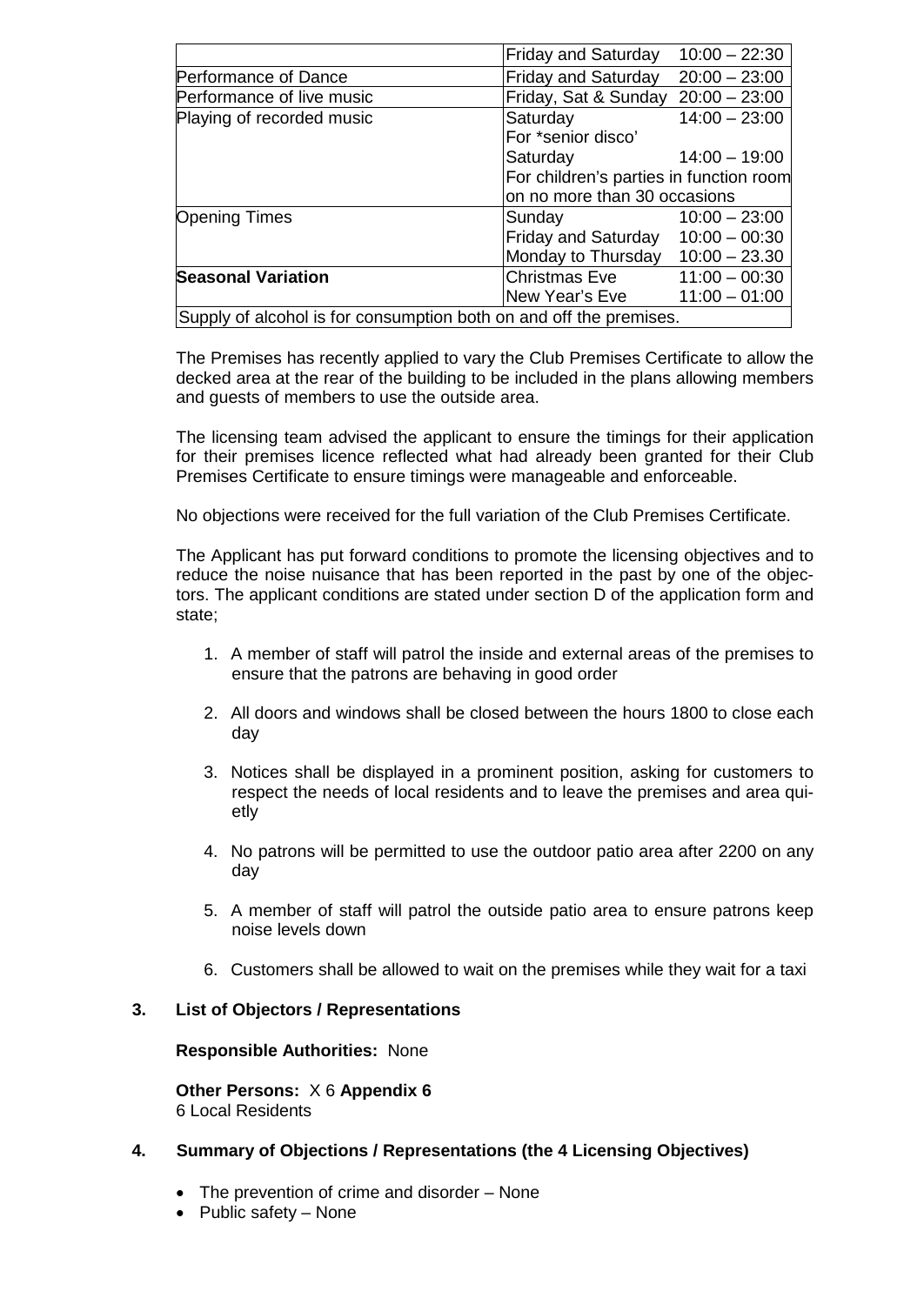| | | |
|---|---|---|
| | Friday and Saturday | 10:00 – 22:30 |
| Performance of Dance | Friday and Saturday | 20:00 – 23:00 |
| Performance of live music | Friday, Sat & Sunday | 20:00 – 23:00 |
| Playing of recorded music | Saturday<br>For *senior disco'<br>Saturday<br>For children's parties in function room on no more than 30 occasions | 14:00 – 23:00<br><br>14:00 – 19:00 |
| Opening Times | Sunday<br>Friday and Saturday<br>Monday to Thursday | 10:00 – 23:00<br>10:00 – 00:30<br>10:00 – 23.30 |
| **Seasonal Variation** | Christmas Eve<br>New Year's Eve | 11:00 – 00:30<br>11:00 – 01:00 |
| Supply of alcohol is for consumption both on and off the premises. | | |

The Premises has recently applied to vary the Club Premises Certificate to allow the decked area at the rear of the building to be included in the plans allowing members and guests of members to use the outside area.

The licensing team advised the applicant to ensure the timings for their application for their premises licence reflected what had already been granted for their Club Premises Certificate to ensure timings were manageable and enforceable.

No objections were received for the full variation of the Club Premises Certificate.

The Applicant has put forward conditions to promote the licensing objectives and to reduce the noise nuisance that has been reported in the past by one of the objectors. The applicant conditions are stated under section D of the application form and state;

1. A member of staff will patrol the inside and external areas of the premises to ensure that the patrons are behaving in good order
2. All doors and windows shall be closed between the hours 1800 to close each day
3. Notices shall be displayed in a prominent position, asking for customers to respect the needs of local residents and to leave the premises and area quietly
4. No patrons will be permitted to use the outdoor patio area after 2200 on any day
5. A member of staff will patrol the outside patio area to ensure patrons keep noise levels down
6. Customers shall be allowed to wait on the premises while they wait for a taxi

**3. List of Objectors / Representations**

**Responsible Authorities:** None

**Other Persons:** X 6 **Appendix 6**
6 Local Residents

**4. Summary of Objections / Representations (the 4 Licensing Objectives)**

- The prevention of crime and disorder – None
- Public safety – None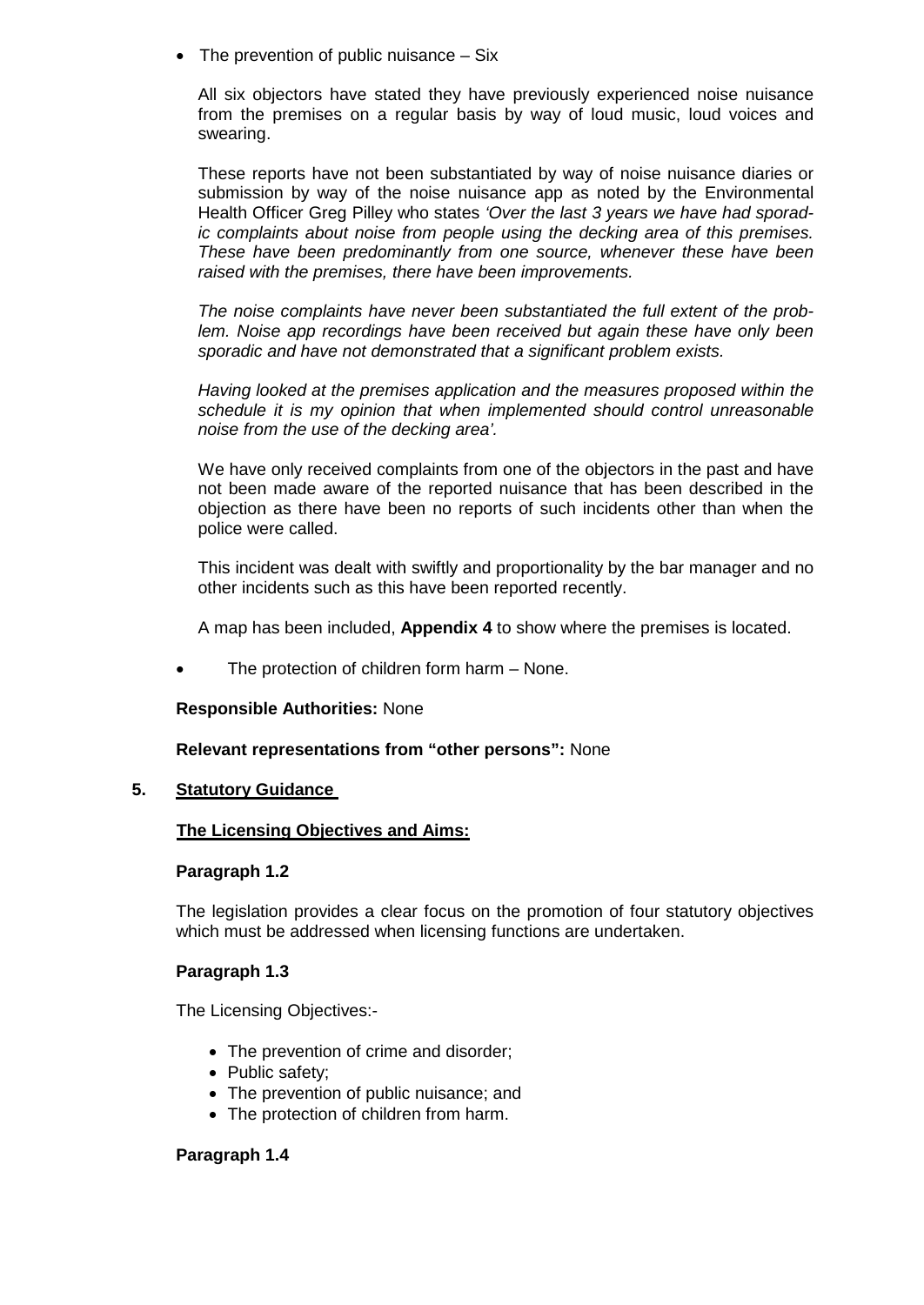- The prevention of public nuisance – Six

  All six objectors have stated they have previously experienced noise nuisance from the premises on a regular basis by way of loud music, loud voices and swearing.

  These reports have not been substantiated by way of noise nuisance diaries or submission by way of the noise nuisance app as noted by the Environmental Health Officer Greg Pilley who states *'Over the last 3 years we have had sporadic complaints about noise from people using the decking area of this premises. These have been predominantly from one source, whenever these have been raised with the premises, there have been improvements.*

  *The noise complaints have never been substantiated the full extent of the problem. Noise app recordings have been received but again these have only been sporadic and have not demonstrated that a significant problem exists.*

  *Having looked at the premises application and the measures proposed within the schedule it is my opinion that when implemented should control unreasonable noise from the use of the decking area'.*

  We have only received complaints from one of the objectors in the past and have not been made aware of the reported nuisance that has been described in the objection as there have been no reports of such incidents other than when the police were called.

  This incident was dealt with swiftly and proportionality by the bar manager and no other incidents such as this have been reported recently.

  A map has been included, **Appendix 4** to show where the premises is located.

- The protection of children form harm – None.

**Responsible Authorities:** None

**Relevant representations from "other persons":** None

## 5. Statutory Guidance

**The Licensing Objectives and Aims:**

**Paragraph 1.2**

The legislation provides a clear focus on the promotion of four statutory objectives which must be addressed when licensing functions are undertaken.

**Paragraph 1.3**

The Licensing Objectives:-

- The prevention of crime and disorder;
- Public safety;
- The prevention of public nuisance; and
- The protection of children from harm.

**Paragraph 1.4**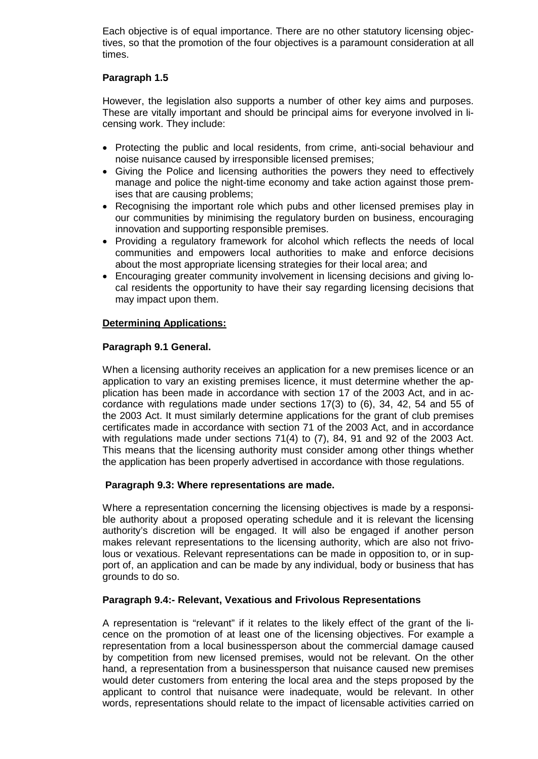Each objective is of equal importance. There are no other statutory licensing objectives, so that the promotion of the four objectives is a paramount consideration at all times.

**Paragraph 1.5**

However, the legislation also supports a number of other key aims and purposes. These are vitally important and should be principal aims for everyone involved in licensing work. They include:

- Protecting the public and local residents, from crime, anti-social behaviour and noise nuisance caused by irresponsible licensed premises;
- Giving the Police and licensing authorities the powers they need to effectively manage and police the night-time economy and take action against those premises that are causing problems;
- Recognising the important role which pubs and other licensed premises play in our communities by minimising the regulatory burden on business, encouraging innovation and supporting responsible premises.
- Providing a regulatory framework for alcohol which reflects the needs of local communities and empowers local authorities to make and enforce decisions about the most appropriate licensing strategies for their local area; and
- Encouraging greater community involvement in licensing decisions and giving local residents the opportunity to have their say regarding licensing decisions that may impact upon them.

**<u>Determining Applications:</u>**

**Paragraph 9.1 General.**

When a licensing authority receives an application for a new premises licence or an application to vary an existing premises licence, it must determine whether the application has been made in accordance with section 17 of the 2003 Act, and in accordance with regulations made under sections 17(3) to (6), 34, 42, 54 and 55 of the 2003 Act. It must similarly determine applications for the grant of club premises certificates made in accordance with section 71 of the 2003 Act, and in accordance with regulations made under sections 71(4) to (7), 84, 91 and 92 of the 2003 Act. This means that the licensing authority must consider among other things whether the application has been properly advertised in accordance with those regulations.

**Paragraph 9.3: Where representations are made.**

Where a representation concerning the licensing objectives is made by a responsible authority about a proposed operating schedule and it is relevant the licensing authority's discretion will be engaged. It will also be engaged if another person makes relevant representations to the licensing authority, which are also not frivolous or vexatious. Relevant representations can be made in opposition to, or in support of, an application and can be made by any individual, body or business that has grounds to do so.

**Paragraph 9.4:- Relevant, Vexatious and Frivolous Representations**

A representation is "relevant" if it relates to the likely effect of the grant of the licence on the promotion of at least one of the licensing objectives. For example a representation from a local businessperson about the commercial damage caused by competition from new licensed premises, would not be relevant. On the other hand, a representation from a businessperson that nuisance caused new premises would deter customers from entering the local area and the steps proposed by the applicant to control that nuisance were inadequate, would be relevant. In other words, representations should relate to the impact of licensable activities carried on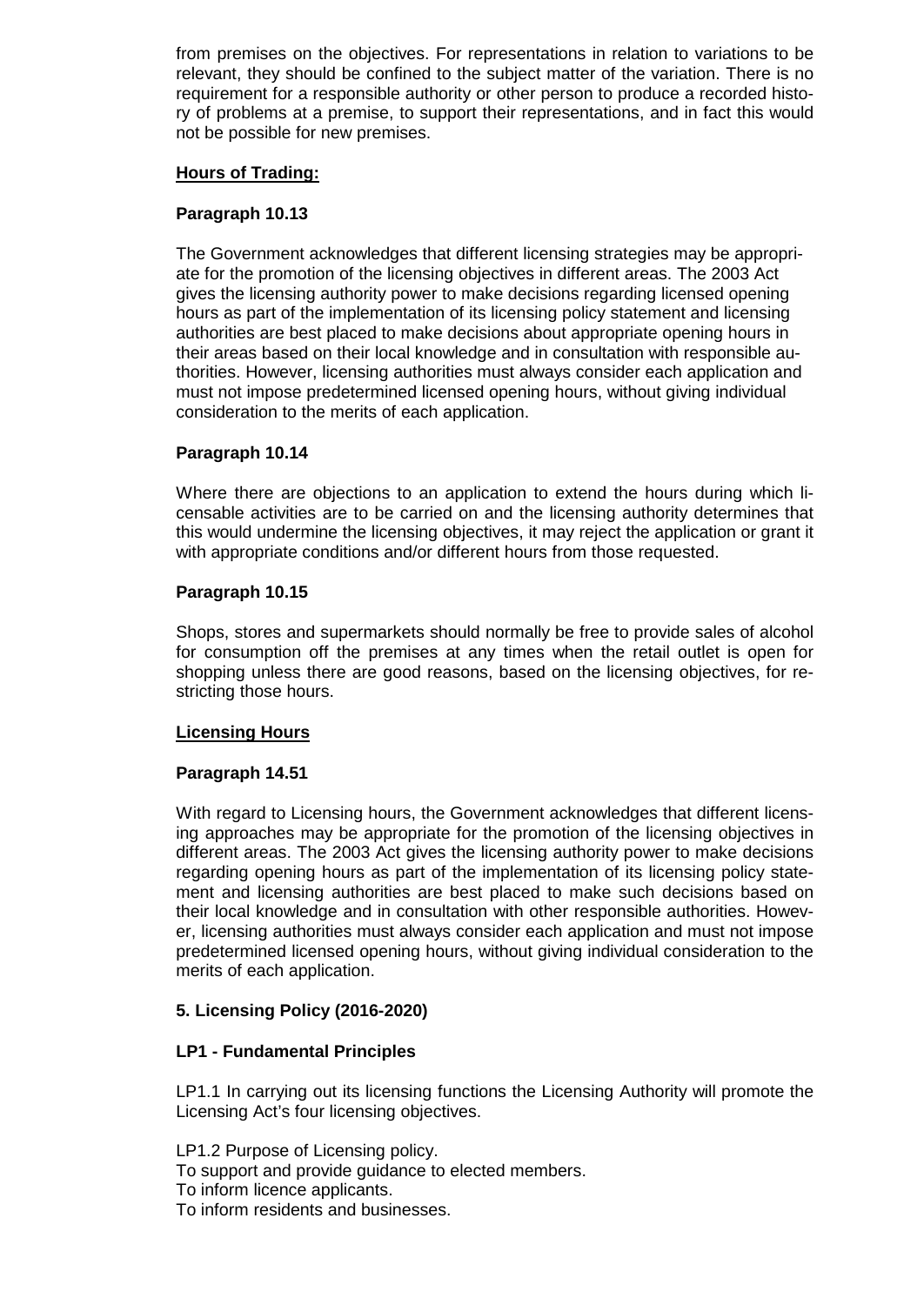from premises on the objectives. For representations in relation to variations to be relevant, they should be confined to the subject matter of the variation. There is no requirement for a responsible authority or other person to produce a recorded history of problems at a premise, to support their representations, and in fact this would not be possible for new premises.

**Hours of Trading:**

**Paragraph 10.13**

The Government acknowledges that different licensing strategies may be appropriate for the promotion of the licensing objectives in different areas. The 2003 Act gives the licensing authority power to make decisions regarding licensed opening hours as part of the implementation of its licensing policy statement and licensing authorities are best placed to make decisions about appropriate opening hours in their areas based on their local knowledge and in consultation with responsible authorities. However, licensing authorities must always consider each application and must not impose predetermined licensed opening hours, without giving individual consideration to the merits of each application.

**Paragraph 10.14**

Where there are objections to an application to extend the hours during which licensable activities are to be carried on and the licensing authority determines that this would undermine the licensing objectives, it may reject the application or grant it with appropriate conditions and/or different hours from those requested.

**Paragraph 10.15**

Shops, stores and supermarkets should normally be free to provide sales of alcohol for consumption off the premises at any times when the retail outlet is open for shopping unless there are good reasons, based on the licensing objectives, for restricting those hours.

**Licensing Hours**

**Paragraph 14.51**

With regard to Licensing hours, the Government acknowledges that different licensing approaches may be appropriate for the promotion of the licensing objectives in different areas. The 2003 Act gives the licensing authority power to make decisions regarding opening hours as part of the implementation of its licensing policy statement and licensing authorities are best placed to make such decisions based on their local knowledge and in consultation with other responsible authorities. However, licensing authorities must always consider each application and must not impose predetermined licensed opening hours, without giving individual consideration to the merits of each application.

## 5. Licensing Policy (2016-2020)

### LP1 - Fundamental Principles

LP1.1 In carrying out its licensing functions the Licensing Authority will promote the Licensing Act's four licensing objectives.

LP1.2 Purpose of Licensing policy.
To support and provide guidance to elected members.
To inform licence applicants.
To inform residents and businesses.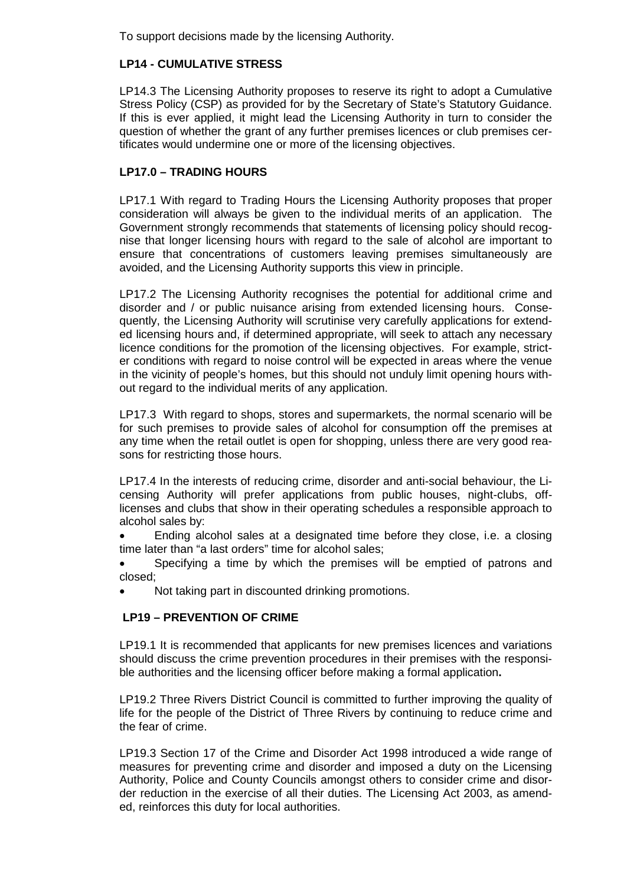To support decisions made by the licensing Authority.

### LP14 - CUMULATIVE STRESS

LP14.3 The Licensing Authority proposes to reserve its right to adopt a Cumulative Stress Policy (CSP) as provided for by the Secretary of State's Statutory Guidance. If this is ever applied, it might lead the Licensing Authority in turn to consider the question of whether the grant of any further premises licences or club premises certificates would undermine one or more of the licensing objectives.

### LP17.0 – TRADING HOURS

LP17.1 With regard to Trading Hours the Licensing Authority proposes that proper consideration will always be given to the individual merits of an application. The Government strongly recommends that statements of licensing policy should recognise that longer licensing hours with regard to the sale of alcohol are important to ensure that concentrations of customers leaving premises simultaneously are avoided, and the Licensing Authority supports this view in principle.

LP17.2 The Licensing Authority recognises the potential for additional crime and disorder and / or public nuisance arising from extended licensing hours. Consequently, the Licensing Authority will scrutinise very carefully applications for extended licensing hours and, if determined appropriate, will seek to attach any necessary licence conditions for the promotion of the licensing objectives. For example, stricter conditions with regard to noise control will be expected in areas where the venue in the vicinity of people's homes, but this should not unduly limit opening hours without regard to the individual merits of any application.

LP17.3 With regard to shops, stores and supermarkets, the normal scenario will be for such premises to provide sales of alcohol for consumption off the premises at any time when the retail outlet is open for shopping, unless there are very good reasons for restricting those hours.

LP17.4 In the interests of reducing crime, disorder and anti-social behaviour, the Licensing Authority will prefer applications from public houses, night-clubs, off-licenses and clubs that show in their operating schedules a responsible approach to alcohol sales by:

- Ending alcohol sales at a designated time before they close, i.e. a closing time later than "a last orders" time for alcohol sales;
- Specifying a time by which the premises will be emptied of patrons and closed;
- Not taking part in discounted drinking promotions.

### LP19 – PREVENTION OF CRIME

LP19.1 It is recommended that applicants for new premises licences and variations should discuss the crime prevention procedures in their premises with the responsible authorities and the licensing officer before making a formal application**.**

LP19.2 Three Rivers District Council is committed to further improving the quality of life for the people of the District of Three Rivers by continuing to reduce crime and the fear of crime.

LP19.3 Section 17 of the Crime and Disorder Act 1998 introduced a wide range of measures for preventing crime and disorder and imposed a duty on the Licensing Authority, Police and County Councils amongst others to consider crime and disorder reduction in the exercise of all their duties. The Licensing Act 2003, as amended, reinforces this duty for local authorities.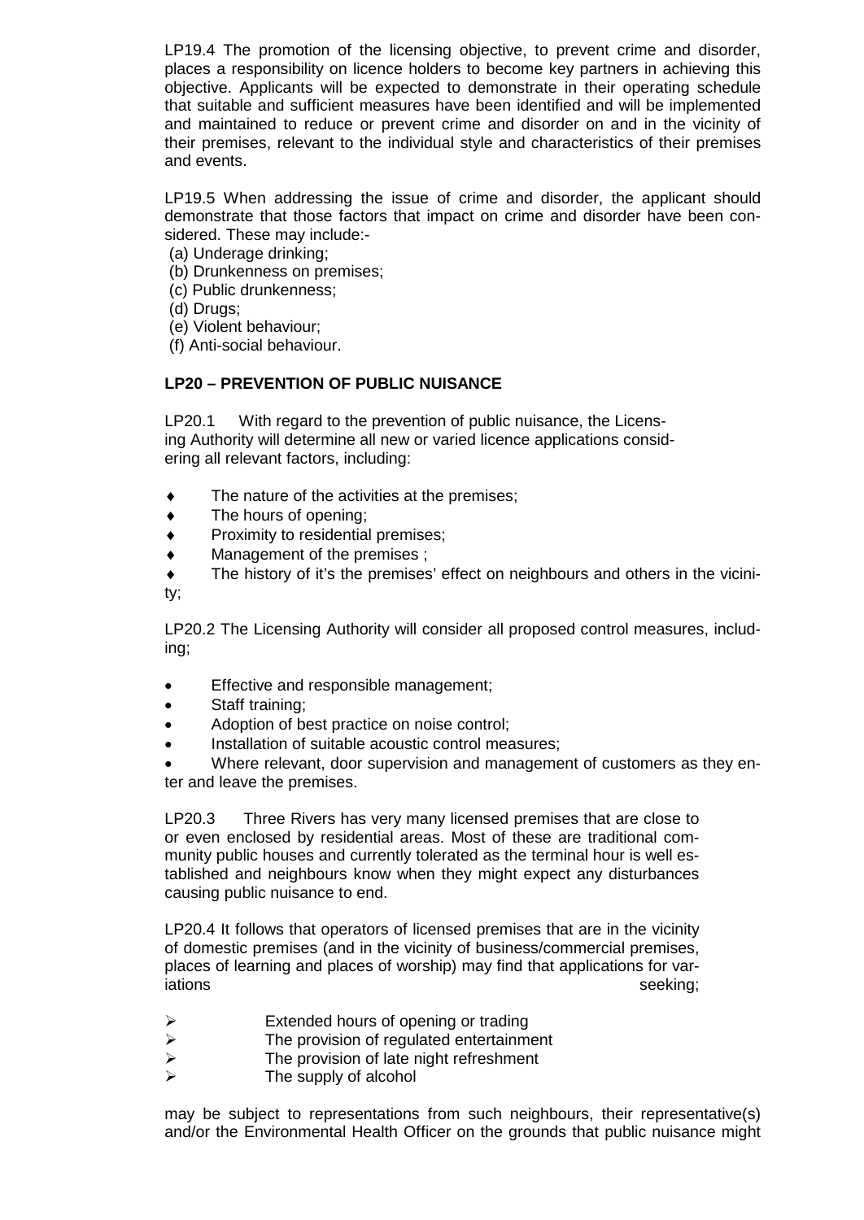LP19.4 The promotion of the licensing objective, to prevent crime and disorder, places a responsibility on licence holders to become key partners in achieving this objective. Applicants will be expected to demonstrate in their operating schedule that suitable and sufficient measures have been identified and will be implemented and maintained to reduce or prevent crime and disorder on and in the vicinity of their premises, relevant to the individual style and characteristics of their premises and events.

LP19.5 When addressing the issue of crime and disorder, the applicant should demonstrate that those factors that impact on crime and disorder have been considered. These may include:-

(a) Underage drinking;
(b) Drunkenness on premises;
(c) Public drunkenness;
(d) Drugs;
(e) Violent behaviour;
(f) Anti-social behaviour.

**LP20 – PREVENTION OF PUBLIC NUISANCE**

LP20.1 With regard to the prevention of public nuisance, the Licensing Authority will determine all new or varied licence applications considering all relevant factors, including:

- The nature of the activities at the premises;
- The hours of opening;
- Proximity to residential premises;
- Management of the premises ;
- The history of it's the premises' effect on neighbours and others in the vicinity;

LP20.2 The Licensing Authority will consider all proposed control measures, including;

- Effective and responsible management;
- Staff training;
- Adoption of best practice on noise control;
- Installation of suitable acoustic control measures;
- Where relevant, door supervision and management of customers as they enter and leave the premises.

LP20.3 Three Rivers has very many licensed premises that are close to or even enclosed by residential areas. Most of these are traditional community public houses and currently tolerated as the terminal hour is well established and neighbours know when they might expect any disturbances causing public nuisance to end.

LP20.4 It follows that operators of licensed premises that are in the vicinity of domestic premises (and in the vicinity of business/commercial premises, places of learning and places of worship) may find that applications for variations seeking;

- Extended hours of opening or trading
- The provision of regulated entertainment
- The provision of late night refreshment
- The supply of alcohol

may be subject to representations from such neighbours, their representative(s) and/or the Environmental Health Officer on the grounds that public nuisance might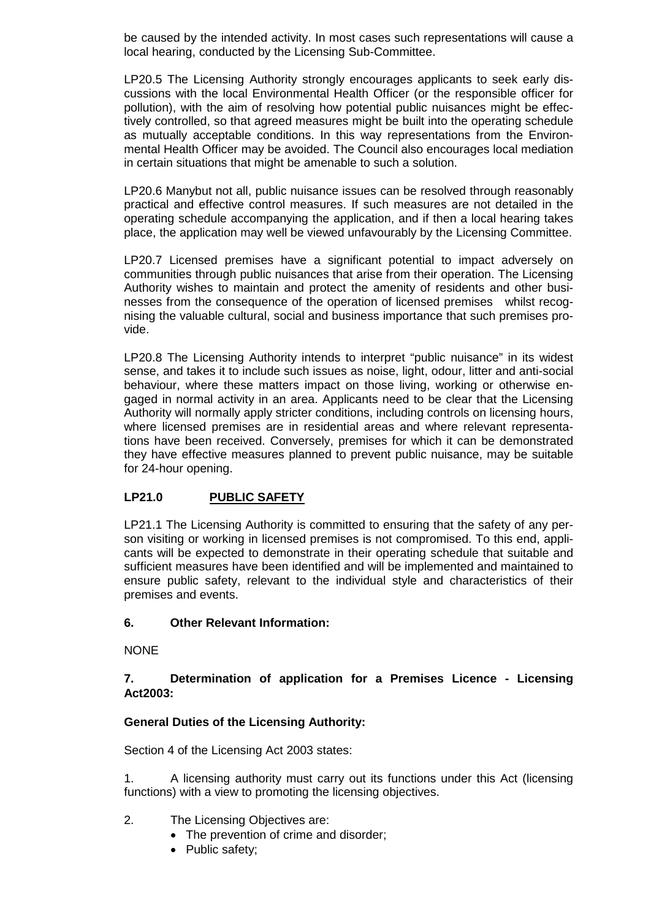be caused by the intended activity. In most cases such representations will cause a local hearing, conducted by the Licensing Sub-Committee.

LP20.5 The Licensing Authority strongly encourages applicants to seek early discussions with the local Environmental Health Officer (or the responsible officer for pollution), with the aim of resolving how potential public nuisances might be effectively controlled, so that agreed measures might be built into the operating schedule as mutually acceptable conditions. In this way representations from the Environmental Health Officer may be avoided. The Council also encourages local mediation in certain situations that might be amenable to such a solution.

LP20.6 Manybut not all, public nuisance issues can be resolved through reasonably practical and effective control measures. If such measures are not detailed in the operating schedule accompanying the application, and if then a local hearing takes place, the application may well be viewed unfavourably by the Licensing Committee.

LP20.7 Licensed premises have a significant potential to impact adversely on communities through public nuisances that arise from their operation. The Licensing Authority wishes to maintain and protect the amenity of residents and other businesses from the consequence of the operation of licensed premises whilst recognising the valuable cultural, social and business importance that such premises provide.

LP20.8 The Licensing Authority intends to interpret "public nuisance" in its widest sense, and takes it to include such issues as noise, light, odour, litter and anti-social behaviour, where these matters impact on those living, working or otherwise engaged in normal activity in an area. Applicants need to be clear that the Licensing Authority will normally apply stricter conditions, including controls on licensing hours, where licensed premises are in residential areas and where relevant representations have been received. Conversely, premises for which it can be demonstrated they have effective measures planned to prevent public nuisance, may be suitable for 24-hour opening.

### LP21.0 PUBLIC SAFETY

LP21.1 The Licensing Authority is committed to ensuring that the safety of any person visiting or working in licensed premises is not compromised. To this end, applicants will be expected to demonstrate in their operating schedule that suitable and sufficient measures have been identified and will be implemented and maintained to ensure public safety, relevant to the individual style and characteristics of their premises and events.

### 6. Other Relevant Information:

NONE

### 7. Determination of application for a Premises Licence - Licensing Act2003:

**General Duties of the Licensing Authority:**

Section 4 of the Licensing Act 2003 states:

1. A licensing authority must carry out its functions under this Act (licensing functions) with a view to promoting the licensing objectives.

2. The Licensing Objectives are:
   - The prevention of crime and disorder;
   - Public safety;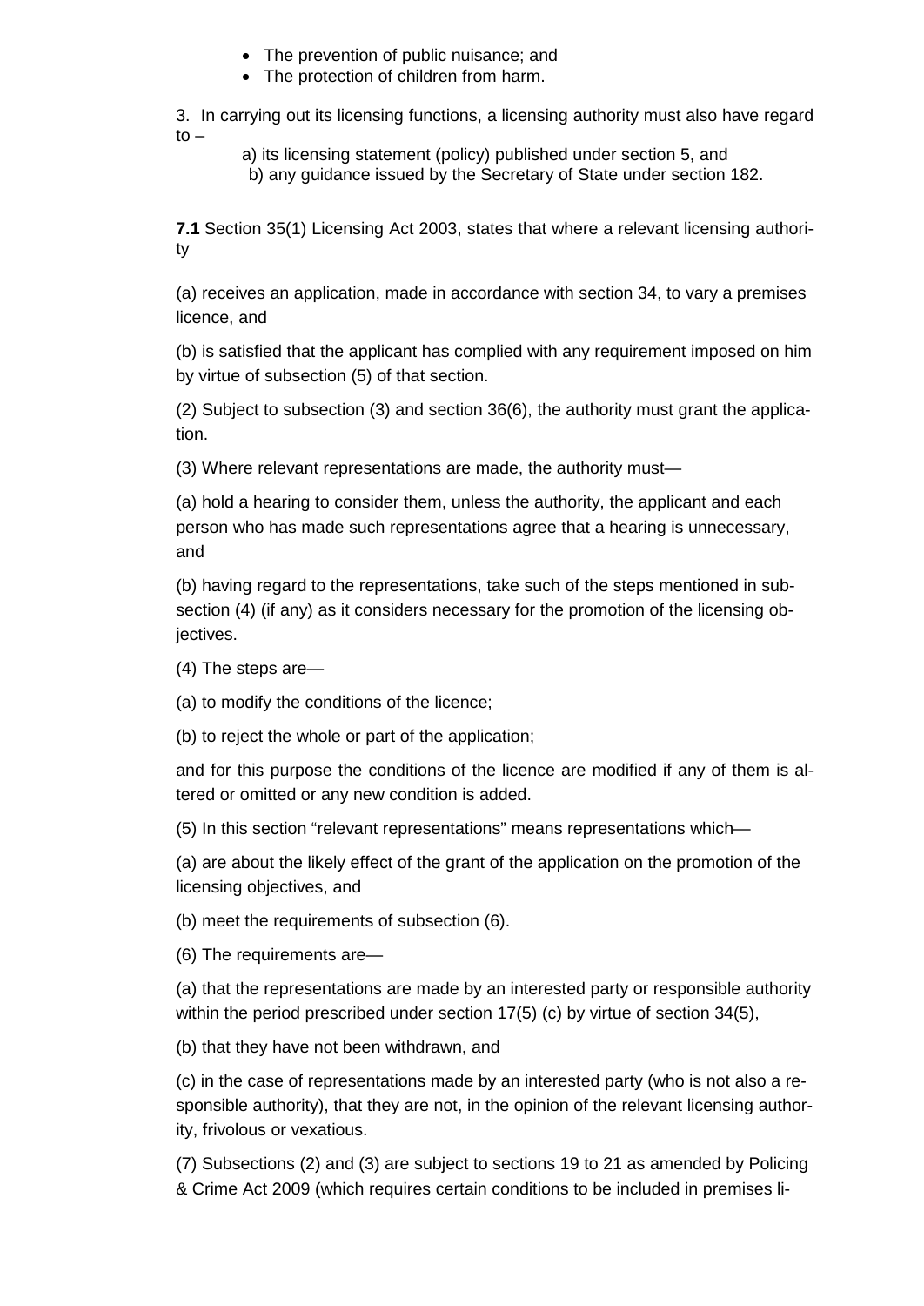- The prevention of public nuisance; and
- The protection of children from harm.

3. In carrying out its licensing functions, a licensing authority must also have regard to –

a) its licensing statement (policy) published under section 5, and
b) any guidance issued by the Secretary of State under section 182.

**7.1** Section 35(1) Licensing Act 2003, states that where a relevant licensing authority

(a) receives an application, made in accordance with section 34, to vary a premises licence, and

(b) is satisfied that the applicant has complied with any requirement imposed on him by virtue of subsection (5) of that section.

(2) Subject to subsection (3) and section 36(6), the authority must grant the application.

(3) Where relevant representations are made, the authority must—

(a) hold a hearing to consider them, unless the authority, the applicant and each person who has made such representations agree that a hearing is unnecessary, and

(b) having regard to the representations, take such of the steps mentioned in subsection (4) (if any) as it considers necessary for the promotion of the licensing objectives.

(4) The steps are—

(a) to modify the conditions of the licence;

(b) to reject the whole or part of the application;

and for this purpose the conditions of the licence are modified if any of them is altered or omitted or any new condition is added.

(5) In this section "relevant representations" means representations which—

(a) are about the likely effect of the grant of the application on the promotion of the licensing objectives, and

(b) meet the requirements of subsection (6).

(6) The requirements are—

(a) that the representations are made by an interested party or responsible authority within the period prescribed under section 17(5) (c) by virtue of section 34(5),

(b) that they have not been withdrawn, and

(c) in the case of representations made by an interested party (who is not also a responsible authority), that they are not, in the opinion of the relevant licensing authority, frivolous or vexatious.

(7) Subsections (2) and (3) are subject to sections 19 to 21 as amended by Policing & Crime Act 2009 (which requires certain conditions to be included in premises li-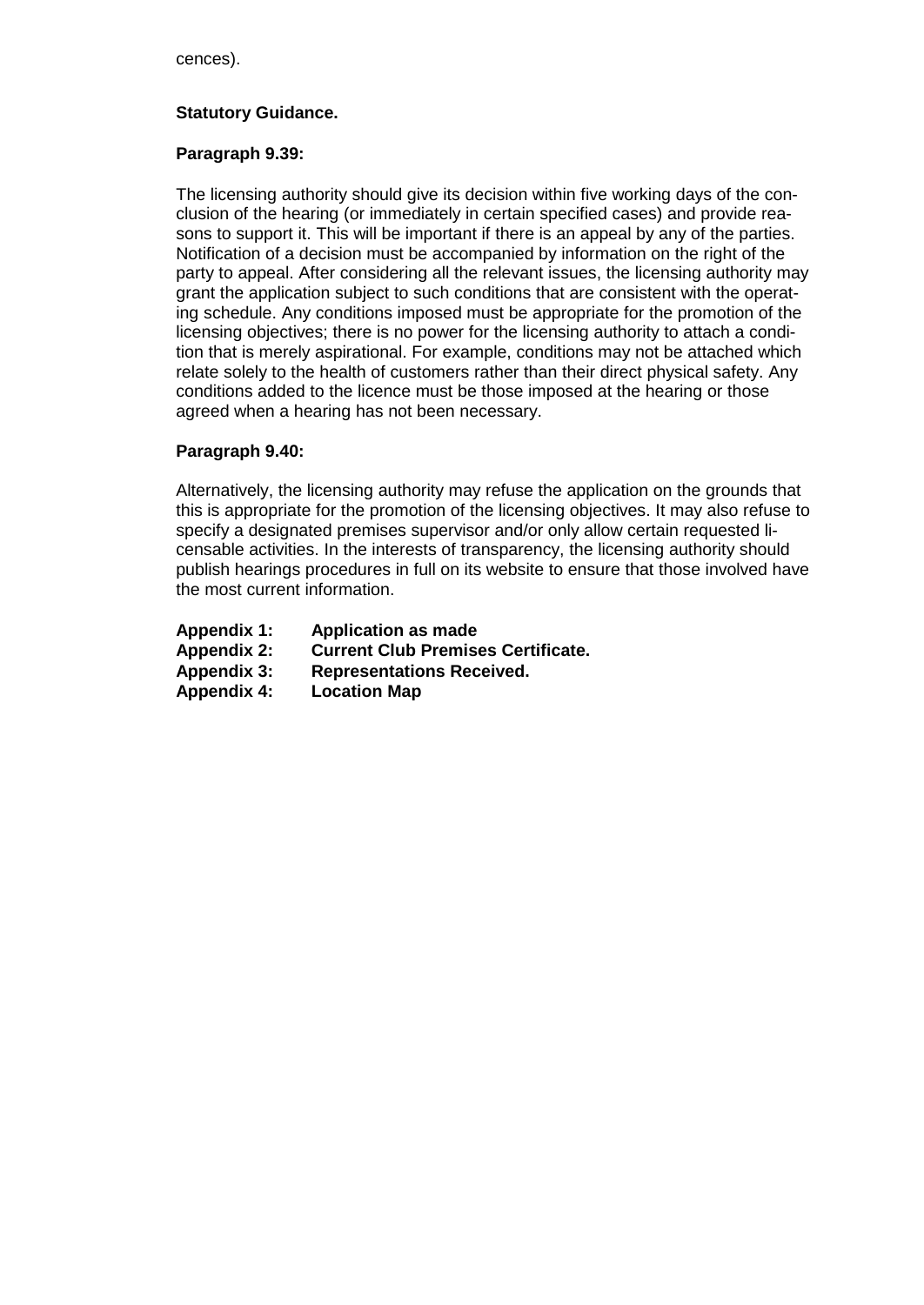cences).

**Statutory Guidance.**

**Paragraph 9.39:**

The licensing authority should give its decision within five working days of the conclusion of the hearing (or immediately in certain specified cases) and provide reasons to support it. This will be important if there is an appeal by any of the parties. Notification of a decision must be accompanied by information on the right of the party to appeal. After considering all the relevant issues, the licensing authority may grant the application subject to such conditions that are consistent with the operating schedule. Any conditions imposed must be appropriate for the promotion of the licensing objectives; there is no power for the licensing authority to attach a condition that is merely aspirational. For example, conditions may not be attached which relate solely to the health of customers rather than their direct physical safety. Any conditions added to the licence must be those imposed at the hearing or those agreed when a hearing has not been necessary.

**Paragraph 9.40:**

Alternatively, the licensing authority may refuse the application on the grounds that this is appropriate for the promotion of the licensing objectives. It may also refuse to specify a designated premises supervisor and/or only allow certain requested licensable activities. In the interests of transparency, the licensing authority should publish hearings procedures in full on its website to ensure that those involved have the most current information.

**Appendix 1:** **Application as made**
**Appendix 2:** **Current Club Premises Certificate.**
**Appendix 3:** **Representations Received.**
**Appendix 4:** **Location Map**